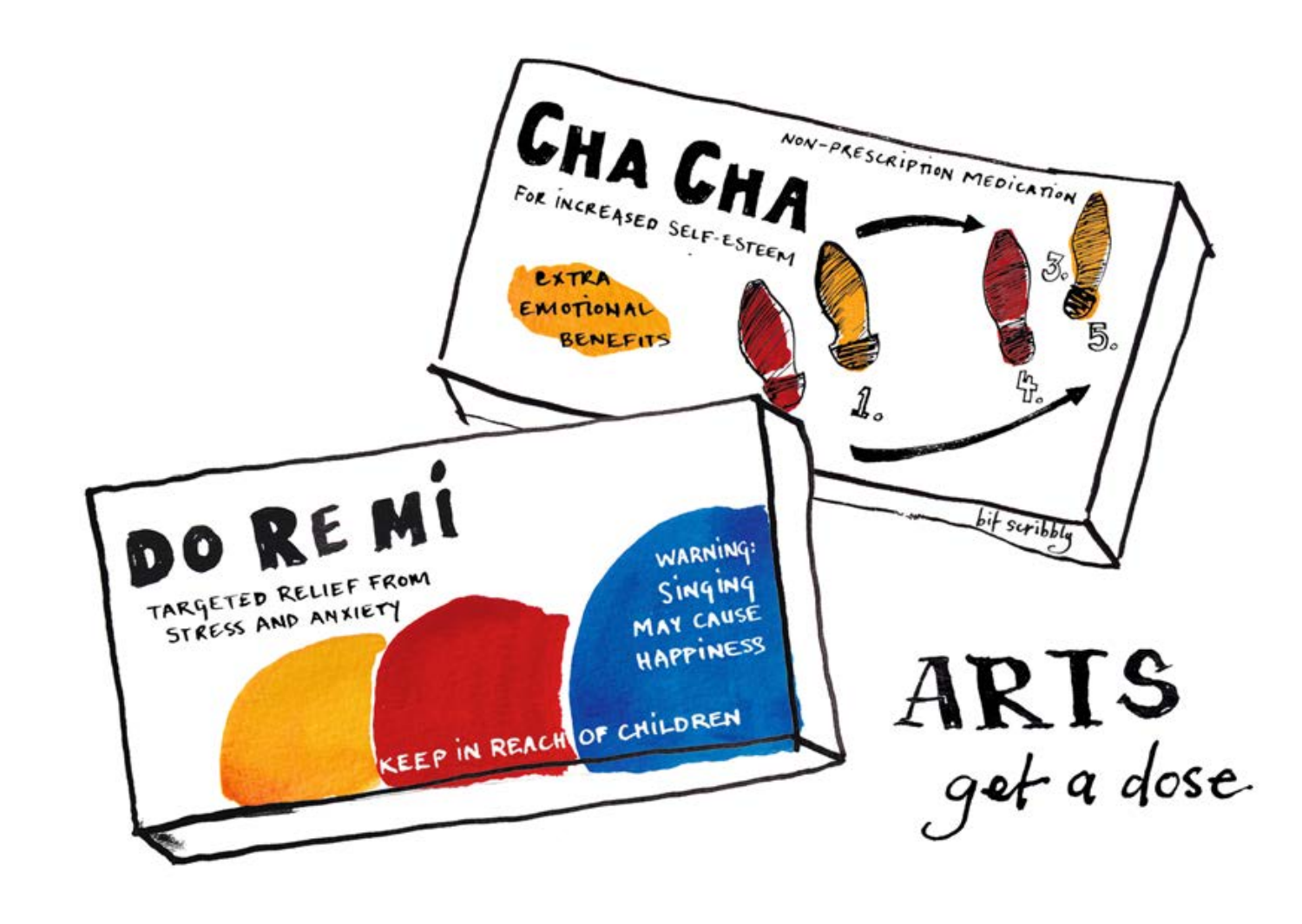# CHA CHA

FOR INCREASED SELF-ESTEEM

NON-PRESCRIPTION MEDICATION

EXTRA EMOTIONAL BENEFITS

1. 3. 4. 5.

bit scribbly

# DO RE MI

TARGETED RELIEF FROM STRESS AND ANXIETY

WARNING: SINGING MAY CAUSE HAPPINESS

KEEP IN REACH OF CHILDREN

# ARTS

*get a dose*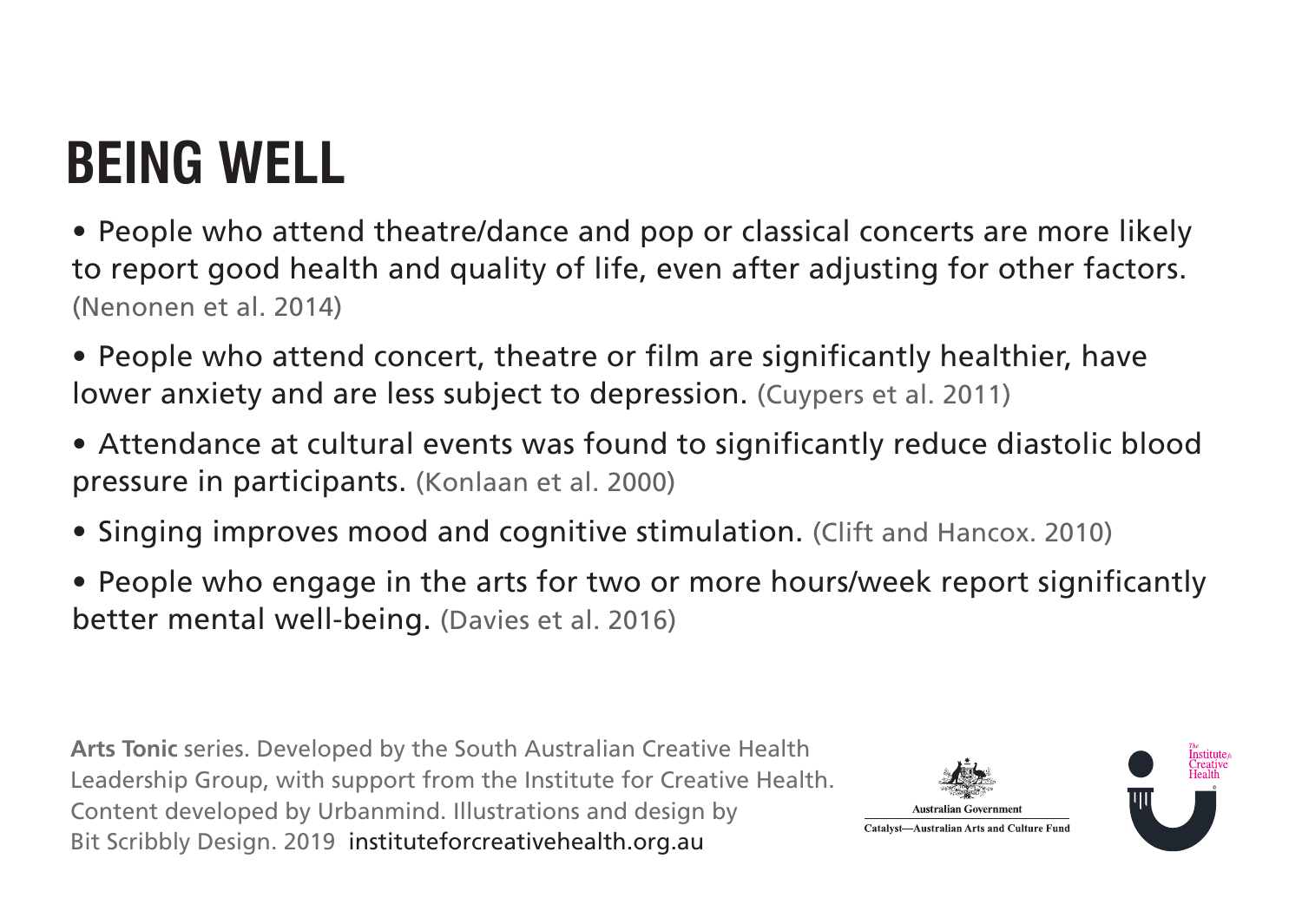# BEING WELL

- People who attend theatre/dance and pop or classical concerts are more likely to report good health and quality of life, even after adjusting for other factors. (Nenonen et al. 2014)
- People who attend concert, theatre or film are significantly healthier, have lower anxiety and are less subject to depression. (Cuypers et al. 2011)
- Attendance at cultural events was found to significantly reduce diastolic blood pressure in participants. (Konlaan et al. 2000)
- Singing improves mood and cognitive stimulation. (Clift and Hancox. 2010)
- People who engage in the arts for two or more hours/week report significantly better mental well-being. (Davies et al. 2016)

**Arts Tonic** series. Developed by the South Australian Creative Health Leadership Group, with support from the Institute for Creative Health. Content developed by Urbanmind. Illustrations and design by Bit Scribbly Design. 2019 instituteforcreativehealth.org.au

Australian Government
Catalyst—Australian Arts and Culture Fund

The Institute for Creative Health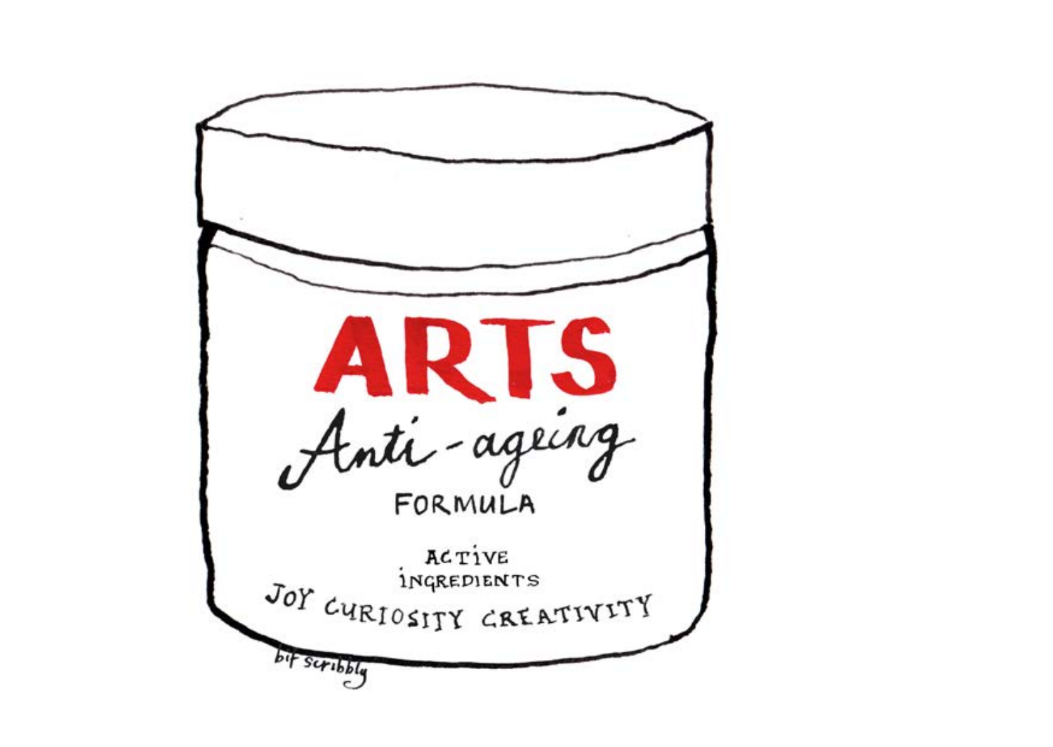# ARTS

*Anti-ageing*

FORMULA

ACTIVE INGREDIENTS

JOY CURIOSITY CREATIVITY

bif scribbly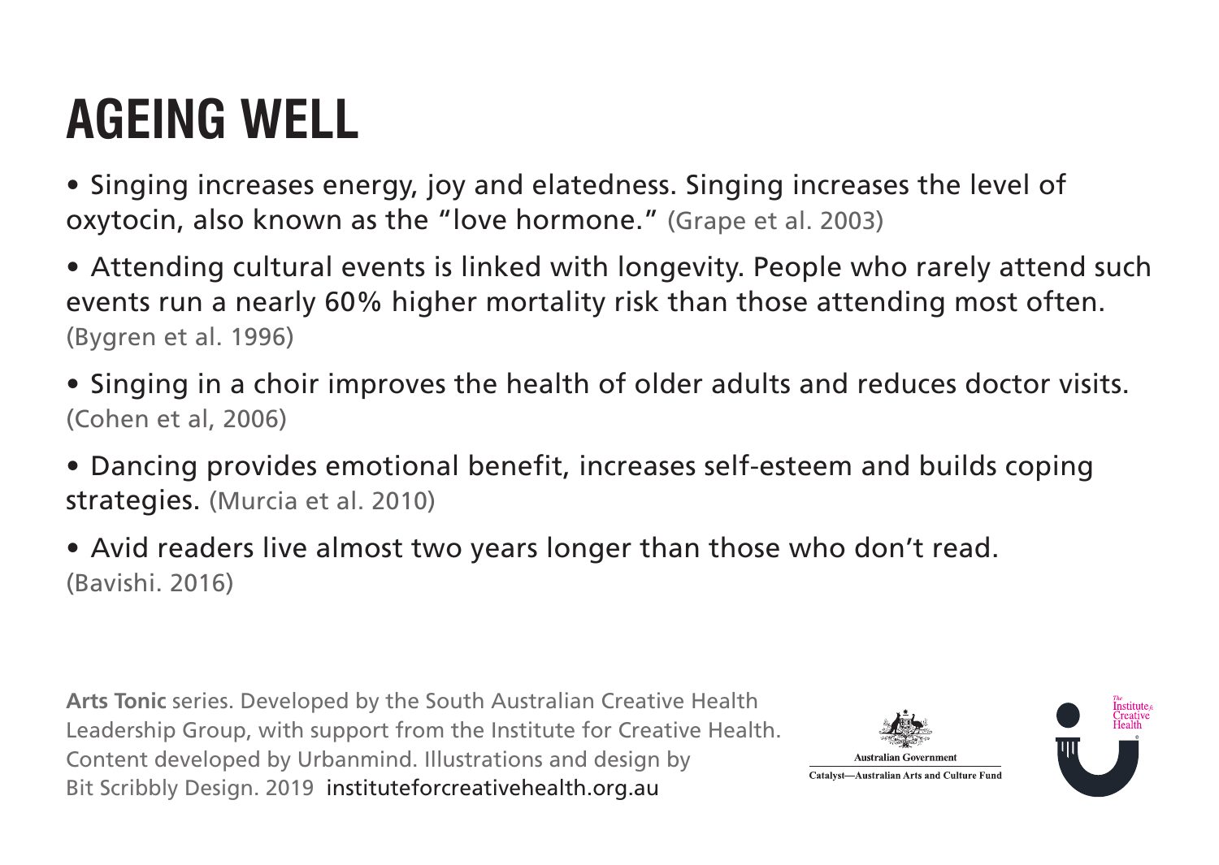# AGEING WELL

- Singing increases energy, joy and elatedness. Singing increases the level of oxytocin, also known as the "love hormone." (Grape et al. 2003)
- Attending cultural events is linked with longevity. People who rarely attend such events run a nearly 60% higher mortality risk than those attending most often. (Bygren et al. 1996)
- Singing in a choir improves the health of older adults and reduces doctor visits. (Cohen et al, 2006)
- Dancing provides emotional benefit, increases self-esteem and builds coping strategies. (Murcia et al. 2010)
- Avid readers live almost two years longer than those who don't read. (Bavishi. 2016)

**Arts Tonic** series. Developed by the South Australian Creative Health Leadership Group, with support from the Institute for Creative Health. Content developed by Urbanmind. Illustrations and design by Bit Scribbly Design. 2019 instituteforcreativehealth.org.au

Australian Government
Catalyst—Australian Arts and Culture Fund

The Institute for Creative Health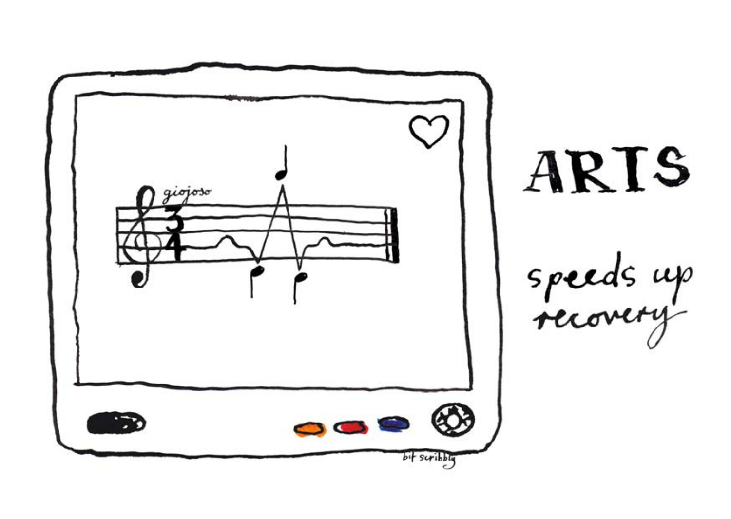# ARTS

speeds up recovery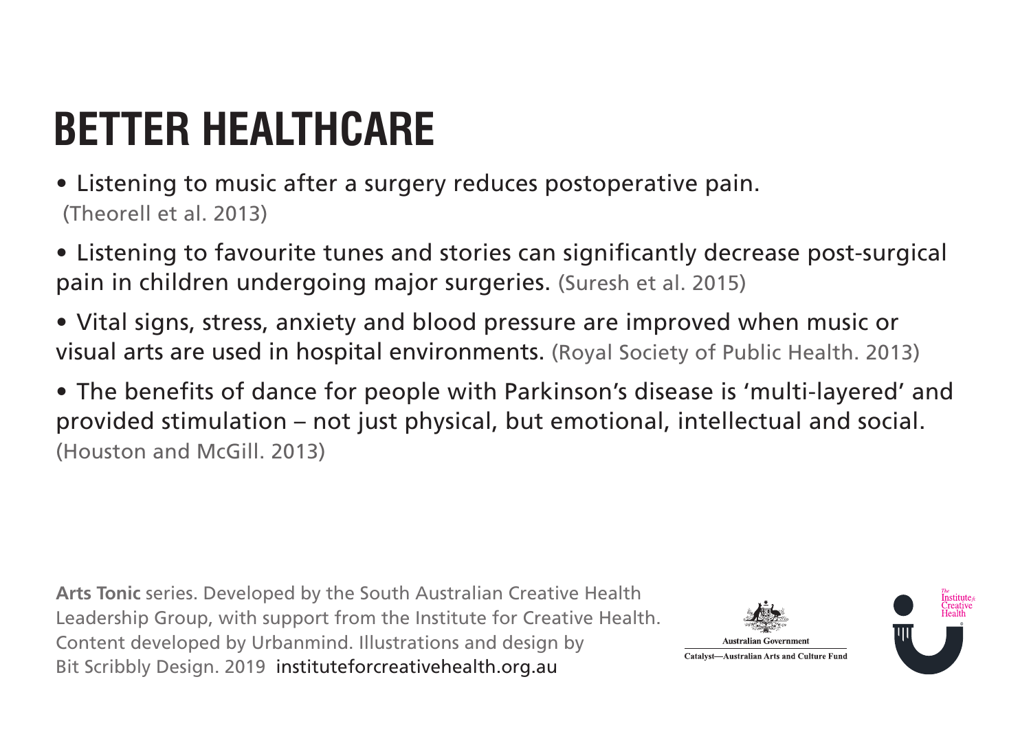# BETTER HEALTHCARE

- Listening to music after a surgery reduces postoperative pain. (Theorell et al. 2013)
- Listening to favourite tunes and stories can significantly decrease post-surgical pain in children undergoing major surgeries. (Suresh et al. 2015)
- Vital signs, stress, anxiety and blood pressure are improved when music or visual arts are used in hospital environments. (Royal Society of Public Health. 2013)
- The benefits of dance for people with Parkinson's disease is 'multi-layered' and provided stimulation – not just physical, but emotional, intellectual and social. (Houston and McGill. 2013)

**Arts Tonic** series. Developed by the South Australian Creative Health Leadership Group, with support from the Institute for Creative Health. Content developed by Urbanmind. Illustrations and design by Bit Scribbly Design. 2019 instituteforcreativehealth.org.au

Australian Government
Catalyst—Australian Arts and Culture Fund

The Institute for Creative Health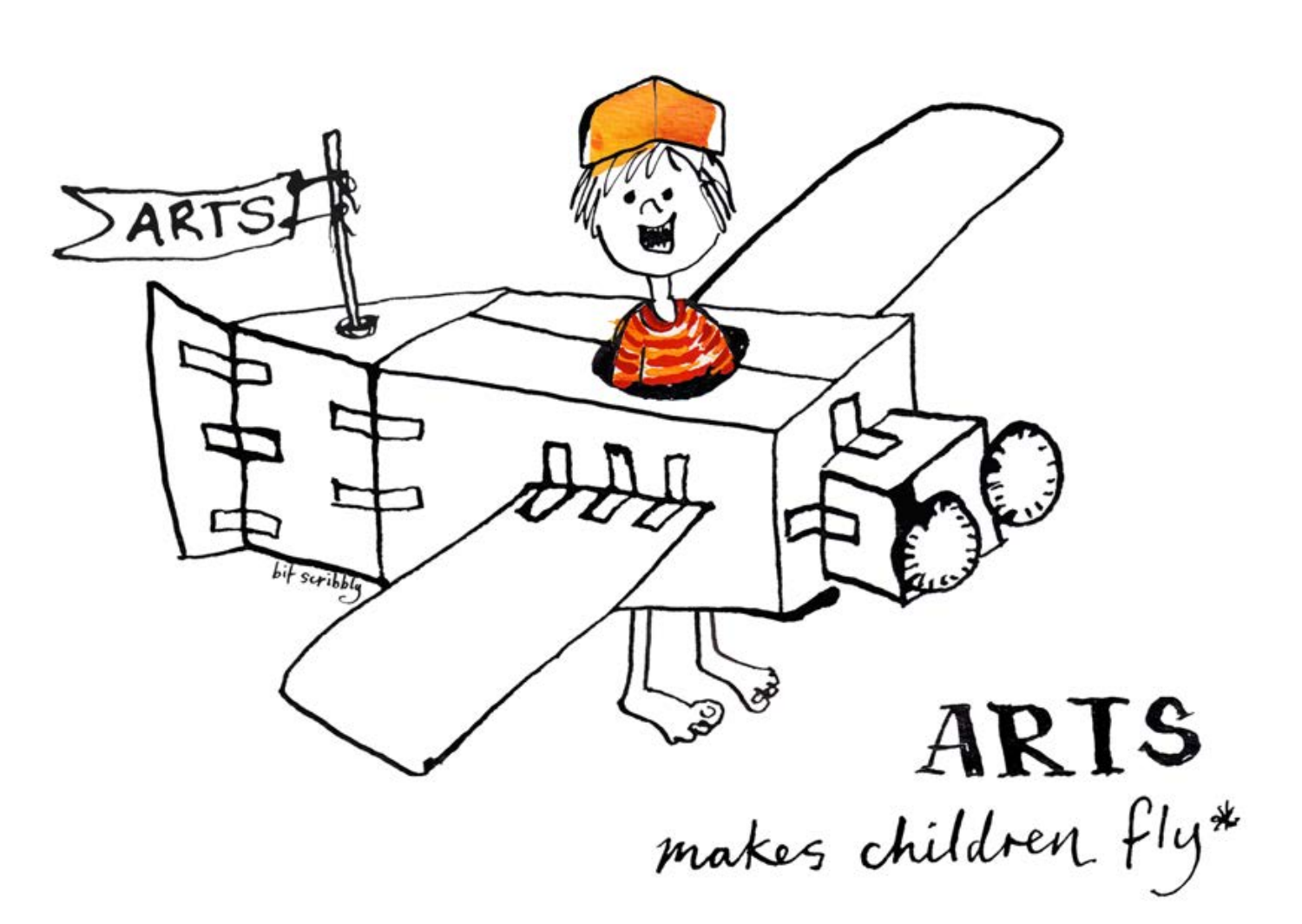ARTS

bit scribbly

# ARTS

makes children fly*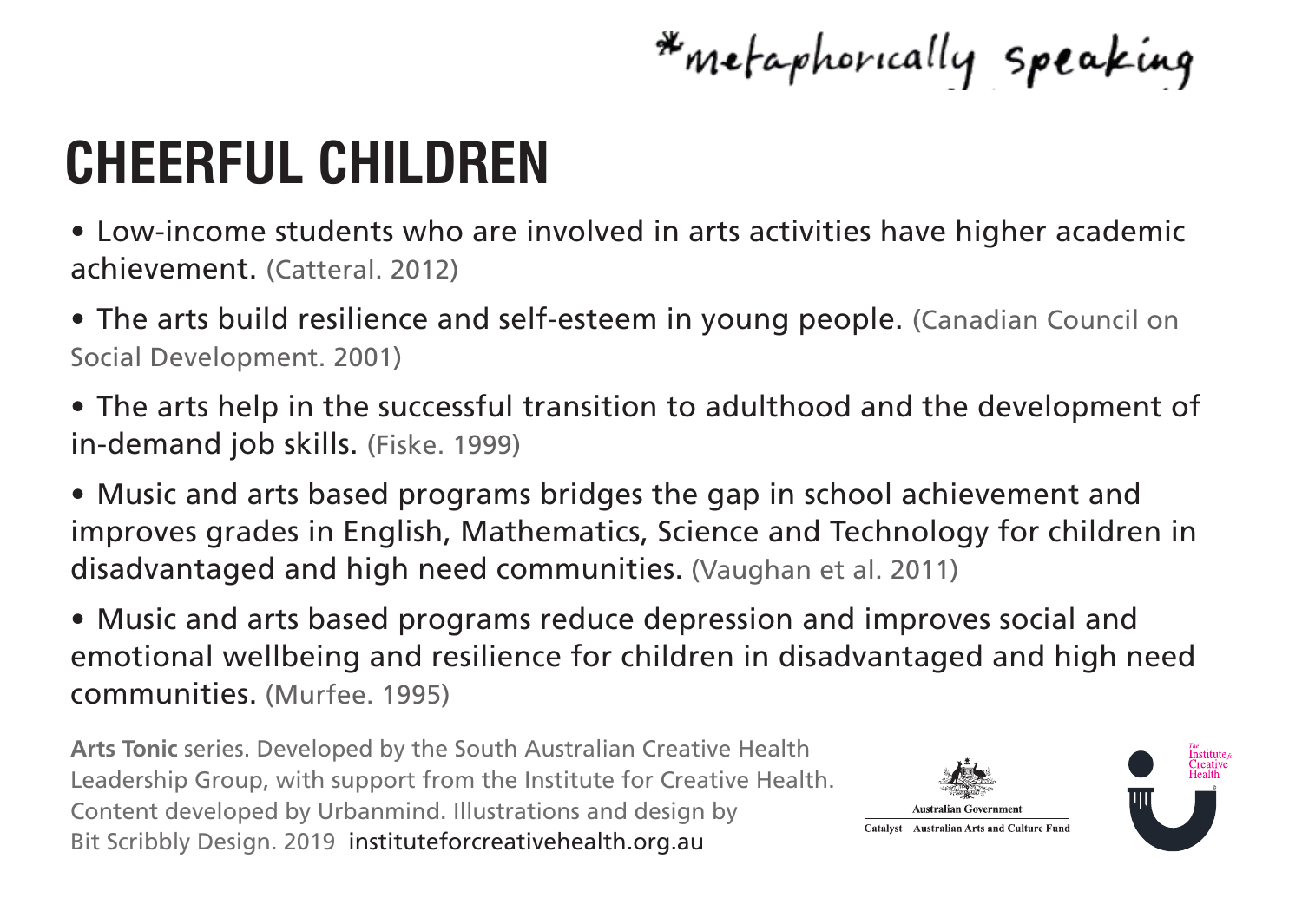*metaphorically speaking

# CHEERFUL CHILDREN

- Low-income students who are involved in arts activities have higher academic achievement. (Catteral. 2012)
- The arts build resilience and self-esteem in young people. (Canadian Council on Social Development. 2001)
- The arts help in the successful transition to adulthood and the development of in-demand job skills. (Fiske. 1999)
- Music and arts based programs bridges the gap in school achievement and improves grades in English, Mathematics, Science and Technology for children in disadvantaged and high need communities. (Vaughan et al. 2011)
- Music and arts based programs reduce depression and improves social and emotional wellbeing and resilience for children in disadvantaged and high need communities. (Murfee. 1995)

**Arts Tonic** series. Developed by the South Australian Creative Health Leadership Group, with support from the Institute for Creative Health. Content developed by Urbanmind. Illustrations and design by Bit Scribbly Design. 2019 instituteforcreativehealth.org.au

Australian Government
Catalyst—Australian Arts and Culture Fund

The Institute for Creative Health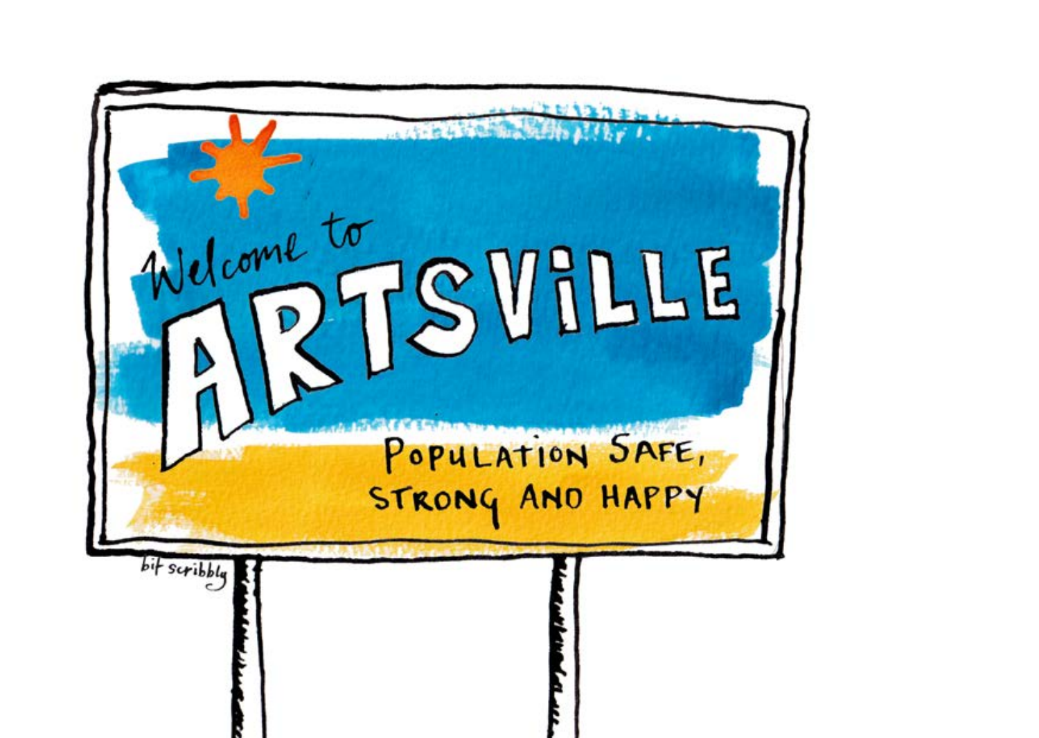Welcome to

# ARTSVILLE

POPULATION SAFE, STRONG AND HAPPY

bit scribbly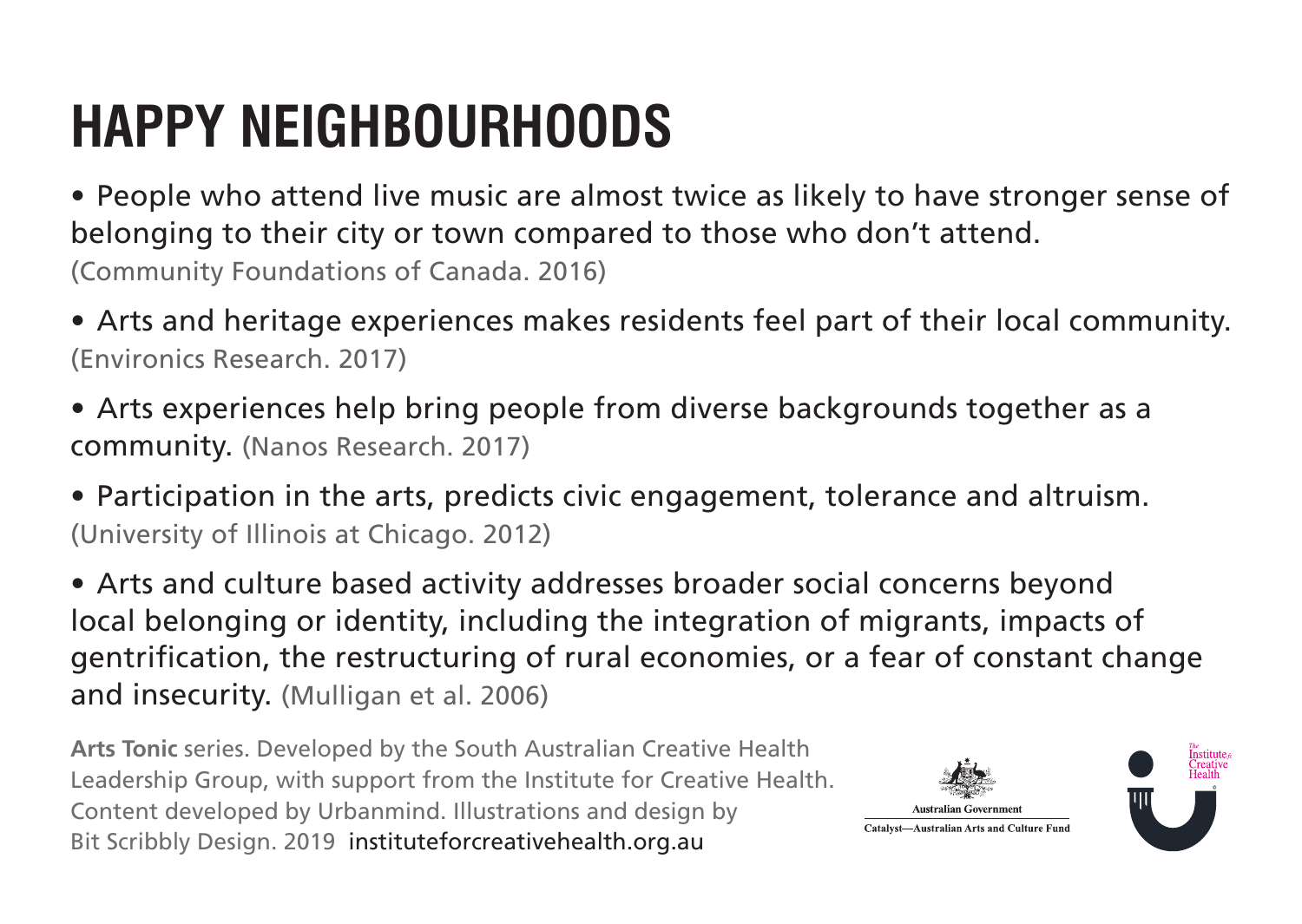# HAPPY NEIGHBOURHOODS

- People who attend live music are almost twice as likely to have stronger sense of belonging to their city or town compared to those who don't attend.
(Community Foundations of Canada. 2016)

- Arts and heritage experiences makes residents feel part of their local community.
(Environics Research. 2017)

- Arts experiences help bring people from diverse backgrounds together as a community. (Nanos Research. 2017)

- Participation in the arts, predicts civic engagement, tolerance and altruism.
(University of Illinois at Chicago. 2012)

- Arts and culture based activity addresses broader social concerns beyond local belonging or identity, including the integration of migrants, impacts of gentrification, the restructuring of rural economies, or a fear of constant change and insecurity. (Mulligan et al. 2006)

**Arts Tonic** series. Developed by the South Australian Creative Health Leadership Group, with support from the Institute for Creative Health. Content developed by Urbanmind. Illustrations and design by Bit Scribbly Design. 2019 instituteforcreativehealth.org.au

Australian Government
Catalyst—Australian Arts and Culture Fund

The Institute for Creative Health